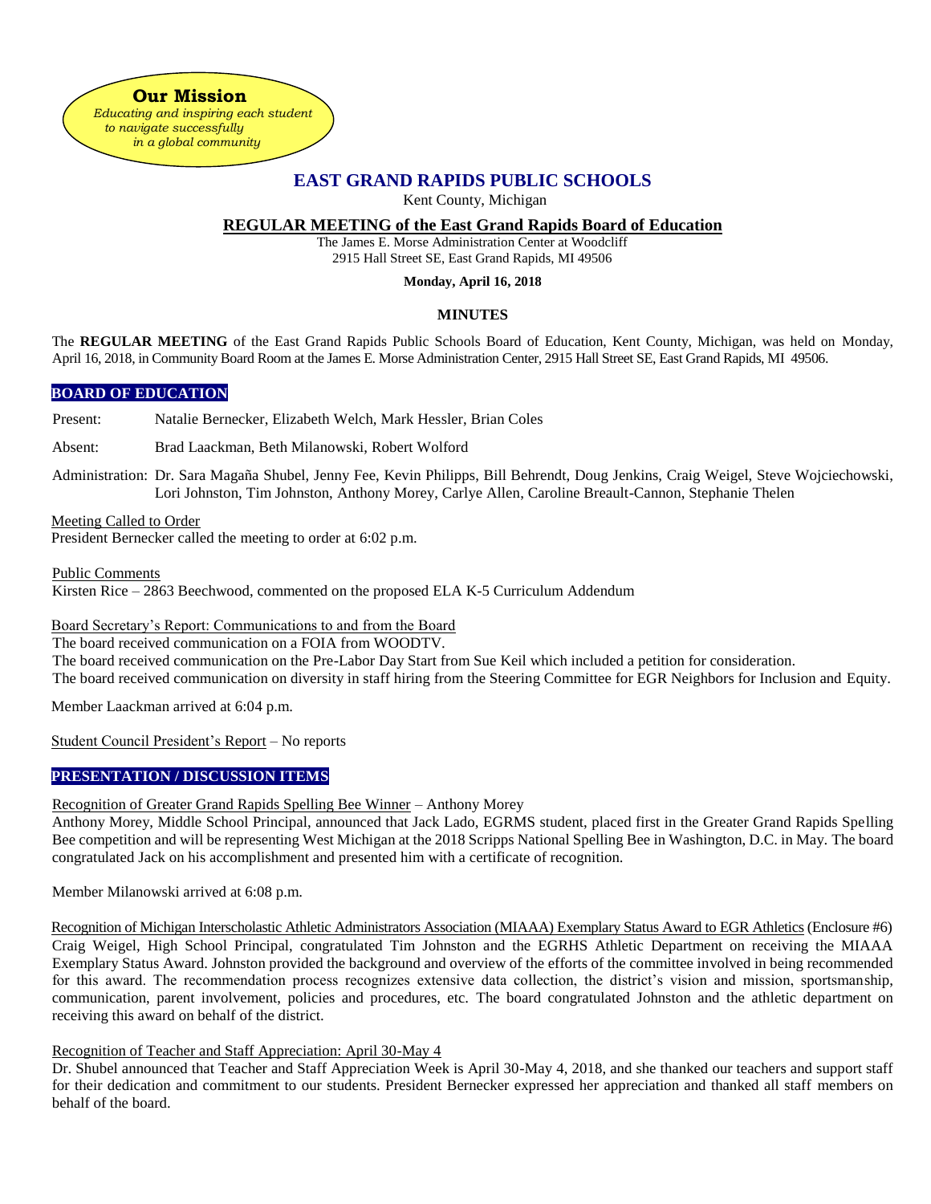**Our Mission**

*Educating and inspiring each student to navigate successfully in a global community*

# EAST GRAND RAPIDS PUBLIC SCHOOLS

Kent County, Michigan

## REGULAR MEETING of the East Grand Rapids Board of Education

The James E. Morse Administration Center at Woodcliff
2915 Hall Street SE, East Grand Rapids, MI 49506

**Monday, April 16, 2018**

### MINUTES

The **REGULAR MEETING** of the East Grand Rapids Public Schools Board of Education, Kent County, Michigan, was held on Monday, April 16, 2018, in Community Board Room at the James E. Morse Administration Center, 2915 Hall Street SE, East Grand Rapids, MI 49506.

**BOARD OF EDUCATION**

Present: Natalie Bernecker, Elizabeth Welch, Mark Hessler, Brian Coles

Absent: Brad Laackman, Beth Milanowski, Robert Wolford

Administration: Dr. Sara Magaña Shubel, Jenny Fee, Kevin Philipps, Bill Behrendt, Doug Jenkins, Craig Weigel, Steve Wojciechowski, Lori Johnston, Tim Johnston, Anthony Morey, Carlye Allen, Caroline Breault-Cannon, Stephanie Thelen

Meeting Called to Order
President Bernecker called the meeting to order at 6:02 p.m.

Public Comments
Kirsten Rice – 2863 Beechwood, commented on the proposed ELA K-5 Curriculum Addendum

Board Secretary's Report: Communications to and from the Board
The board received communication on a FOIA from WOODTV.
The board received communication on the Pre-Labor Day Start from Sue Keil which included a petition for consideration.
The board received communication on diversity in staff hiring from the Steering Committee for EGR Neighbors for Inclusion and Equity.

Member Laackman arrived at 6:04 p.m.

Student Council President's Report – No reports

**PRESENTATION / DISCUSSION ITEMS**

Recognition of Greater Grand Rapids Spelling Bee Winner – Anthony Morey
Anthony Morey, Middle School Principal, announced that Jack Lado, EGRMS student, placed first in the Greater Grand Rapids Spelling Bee competition and will be representing West Michigan at the 2018 Scripps National Spelling Bee in Washington, D.C. in May. The board congratulated Jack on his accomplishment and presented him with a certificate of recognition.

Member Milanowski arrived at 6:08 p.m.

Recognition of Michigan Interscholastic Athletic Administrators Association (MIAAA) Exemplary Status Award to EGR Athletics (Enclosure #6)
Craig Weigel, High School Principal, congratulated Tim Johnston and the EGRHS Athletic Department on receiving the MIAAA Exemplary Status Award. Johnston provided the background and overview of the efforts of the committee involved in being recommended for this award. The recommendation process recognizes extensive data collection, the district's vision and mission, sportsmanship, communication, parent involvement, policies and procedures, etc. The board congratulated Johnston and the athletic department on receiving this award on behalf of the district.

Recognition of Teacher and Staff Appreciation: April 30-May 4
Dr. Shubel announced that Teacher and Staff Appreciation Week is April 30-May 4, 2018, and she thanked our teachers and support staff for their dedication and commitment to our students. President Bernecker expressed her appreciation and thanked all staff members on behalf of the board.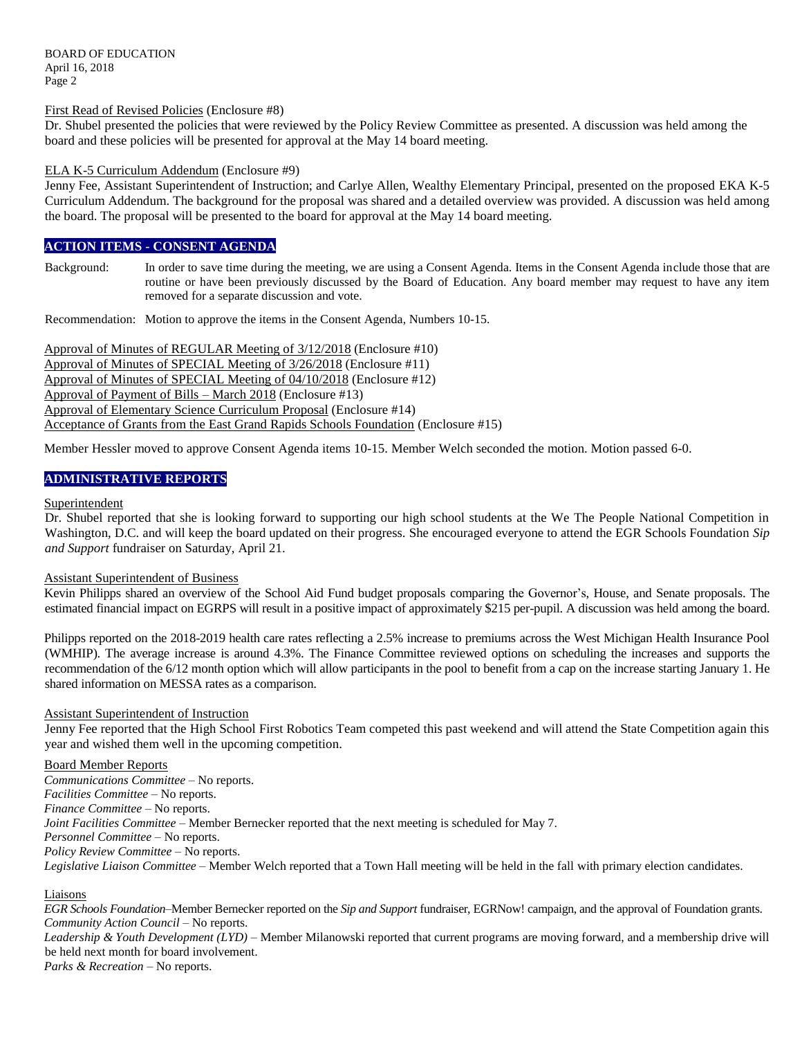First Read of Revised Policies (Enclosure #8)

Dr. Shubel presented the policies that were reviewed by the Policy Review Committee as presented. A discussion was held among the board and these policies will be presented for approval at the May 14 board meeting.

ELA K-5 Curriculum Addendum (Enclosure #9)

Jenny Fee, Assistant Superintendent of Instruction; and Carlye Allen, Wealthy Elementary Principal, presented on the proposed EKA K-5 Curriculum Addendum. The background for the proposal was shared and a detailed overview was provided. A discussion was held among the board. The proposal will be presented to the board for approval at the May 14 board meeting.

## ACTION ITEMS - CONSENT AGENDA

Background: In order to save time during the meeting, we are using a Consent Agenda. Items in the Consent Agenda include those that are routine or have been previously discussed by the Board of Education. Any board member may request to have any item removed for a separate discussion and vote.

Recommendation: Motion to approve the items in the Consent Agenda, Numbers 10-15.

Approval of Minutes of REGULAR Meeting of 3/12/2018 (Enclosure #10)
Approval of Minutes of SPECIAL Meeting of 3/26/2018 (Enclosure #11)
Approval of Minutes of SPECIAL Meeting of 04/10/2018 (Enclosure #12)
Approval of Payment of Bills – March 2018 (Enclosure #13)
Approval of Elementary Science Curriculum Proposal (Enclosure #14)
Acceptance of Grants from the East Grand Rapids Schools Foundation (Enclosure #15)

Member Hessler moved to approve Consent Agenda items 10-15. Member Welch seconded the motion. Motion passed 6-0.

## ADMINISTRATIVE REPORTS

Superintendent

Dr. Shubel reported that she is looking forward to supporting our high school students at the We The People National Competition in Washington, D.C. and will keep the board updated on their progress. She encouraged everyone to attend the EGR Schools Foundation *Sip and Support* fundraiser on Saturday, April 21.

Assistant Superintendent of Business

Kevin Philipps shared an overview of the School Aid Fund budget proposals comparing the Governor's, House, and Senate proposals. The estimated financial impact on EGRPS will result in a positive impact of approximately $215 per-pupil. A discussion was held among the board.

Philipps reported on the 2018-2019 health care rates reflecting a 2.5% increase to premiums across the West Michigan Health Insurance Pool (WMHIP). The average increase is around 4.3%. The Finance Committee reviewed options on scheduling the increases and supports the recommendation of the 6/12 month option which will allow participants in the pool to benefit from a cap on the increase starting January 1. He shared information on MESSA rates as a comparison.

Assistant Superintendent of Instruction

Jenny Fee reported that the High School First Robotics Team competed this past weekend and will attend the State Competition again this year and wished them well in the upcoming competition.

Board Member Reports

*Communications Committee* – No reports.
*Facilities Committee* – No reports.
*Finance Committee* – No reports.
*Joint Facilities Committee* – Member Bernecker reported that the next meeting is scheduled for May 7.
*Personnel Committee* – No reports.
*Policy Review Committee* – No reports.
*Legislative Liaison Committee* – Member Welch reported that a Town Hall meeting will be held in the fall with primary election candidates.

Liaisons

*EGR Schools Foundation*–Member Bernecker reported on the *Sip and Support* fundraiser, EGRNow! campaign, and the approval of Foundation grants.
*Community Action Council* – No reports.
*Leadership & Youth Development (LYD)* – Member Milanowski reported that current programs are moving forward, and a membership drive will be held next month for board involvement.
*Parks & Recreation* – No reports.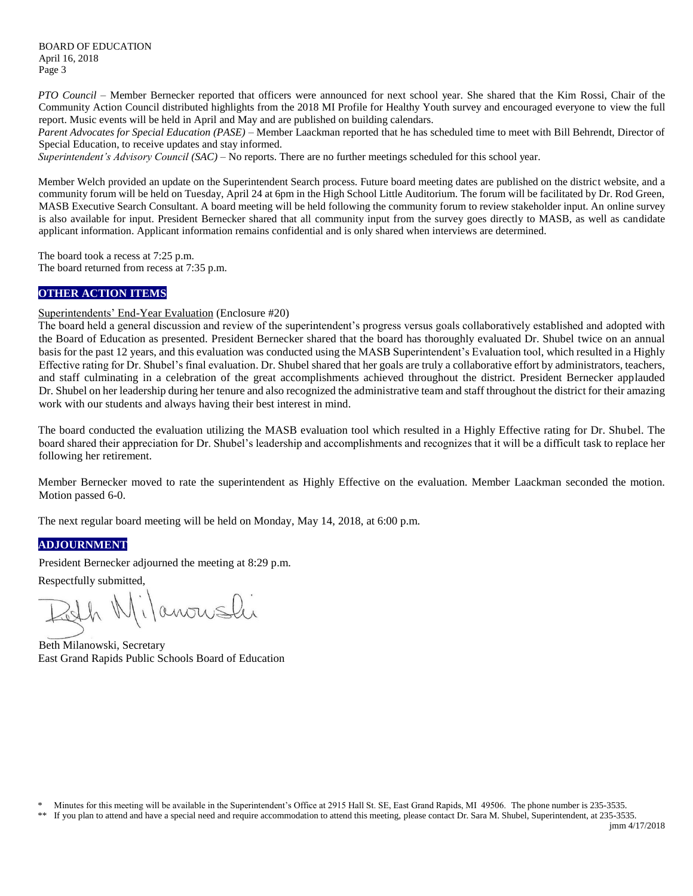*PTO Council* – Member Bernecker reported that officers were announced for next school year. She shared that the Kim Rossi, Chair of the Community Action Council distributed highlights from the 2018 MI Profile for Healthy Youth survey and encouraged everyone to view the full report. Music events will be held in April and May and are published on building calendars.

*Parent Advocates for Special Education (PASE)* – Member Laackman reported that he has scheduled time to meet with Bill Behrendt, Director of Special Education, to receive updates and stay informed.

*Superintendent's Advisory Council (SAC)* – No reports. There are no further meetings scheduled for this school year.

Member Welch provided an update on the Superintendent Search process. Future board meeting dates are published on the district website, and a community forum will be held on Tuesday, April 24 at 6pm in the High School Little Auditorium. The forum will be facilitated by Dr. Rod Green, MASB Executive Search Consultant. A board meeting will be held following the community forum to review stakeholder input. An online survey is also available for input. President Bernecker shared that all community input from the survey goes directly to MASB, as well as candidate applicant information. Applicant information remains confidential and is only shared when interviews are determined.

The board took a recess at 7:25 p.m.
The board returned from recess at 7:35 p.m.

## OTHER ACTION ITEMS

Superintendents' End-Year Evaluation (Enclosure #20)

The board held a general discussion and review of the superintendent's progress versus goals collaboratively established and adopted with the Board of Education as presented. President Bernecker shared that the board has thoroughly evaluated Dr. Shubel twice on an annual basis for the past 12 years, and this evaluation was conducted using the MASB Superintendent's Evaluation tool, which resulted in a Highly Effective rating for Dr. Shubel's final evaluation. Dr. Shubel shared that her goals are truly a collaborative effort by administrators, teachers, and staff culminating in a celebration of the great accomplishments achieved throughout the district. President Bernecker applauded Dr. Shubel on her leadership during her tenure and also recognized the administrative team and staff throughout the district for their amazing work with our students and always having their best interest in mind.

The board conducted the evaluation utilizing the MASB evaluation tool which resulted in a Highly Effective rating for Dr. Shubel. The board shared their appreciation for Dr. Shubel's leadership and accomplishments and recognizes that it will be a difficult task to replace her following her retirement.

Member Bernecker moved to rate the superintendent as Highly Effective on the evaluation. Member Laackman seconded the motion. Motion passed 6-0.

The next regular board meeting will be held on Monday, May 14, 2018, at 6:00 p.m.

## ADJOURNMENT

President Bernecker adjourned the meeting at 8:29 p.m.

Respectfully submitted,

Beth Milanowski

Beth Milanowski, Secretary
East Grand Rapids Public Schools Board of Education

\* Minutes for this meeting will be available in the Superintendent's Office at 2915 Hall St. SE, East Grand Rapids, MI 49506. The phone number is 235-3535.

\*\* If you plan to attend and have a special need and require accommodation to attend this meeting, please contact Dr. Sara M. Shubel, Superintendent, at 235-3535.

jmm 4/17/2018